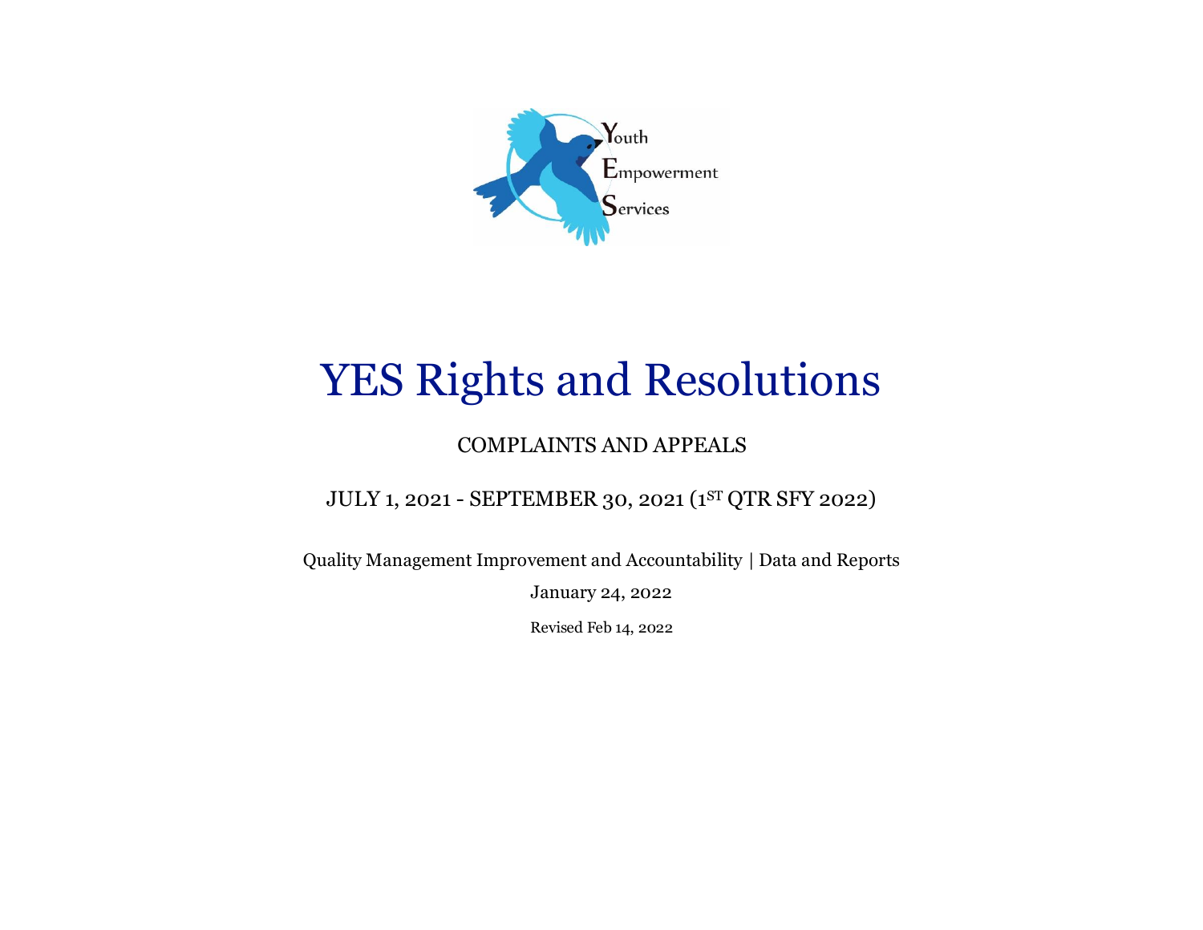Youth
Empowerment
Services

# YES Rights and Resolutions

COMPLAINTS AND APPEALS

JULY 1, 2021 - SEPTEMBER 30, 2021 (1ST QTR SFY 2022)

Quality Management Improvement and Accountability | Data and Reports

January 24, 2022

Revised Feb 14, 2022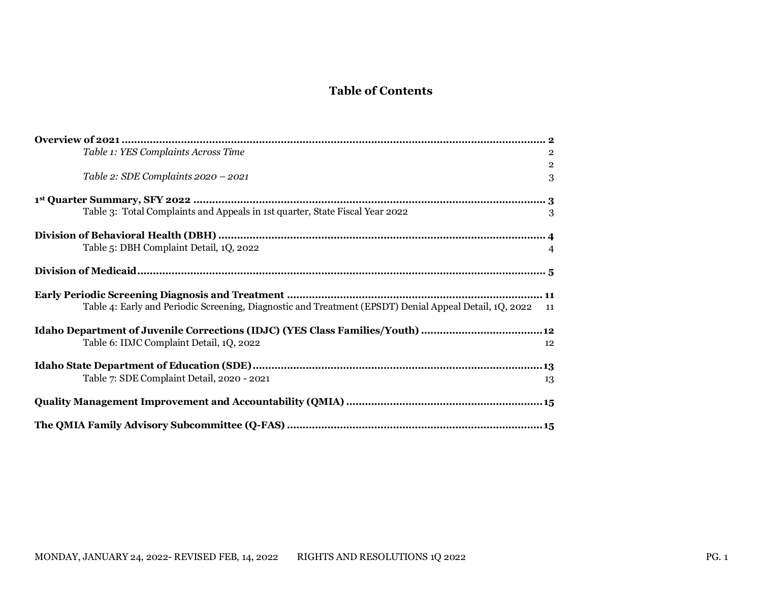# Table of Contents

**Overview of 2021 ........................................................................................................................ 2**

*Table 1: YES Complaints Across Time* 2

2

*Table 2: SDE Complaints 2020 – 2021* 3

**1st Quarter Summary, SFY 2022 ............................................................................................... 3**

Table 3: Total Complaints and Appeals in 1st quarter, State Fiscal Year 2022 3

**Division of Behavioral Health (DBH) ...................................................................................... 4**

Table 5: DBH Complaint Detail, 1Q, 2022 4

**Division of Medicaid.................................................................................................................. 5**

**Early Periodic Screening Diagnosis and Treatment ................................................................. 11**

Table 4: Early and Periodic Screening, Diagnostic and Treatment (EPSDT) Denial Appeal Detail, 1Q, 2022 11

**Idaho Department of Juvenile Corrections (IDJC) (YES Class Families/Youth) ......................................12**

Table 6: IDJC Complaint Detail, 1Q, 2022 12

**Idaho State Department of Education (SDE).............................................................................13**

Table 7: SDE Complaint Detail, 2020 - 2021 13

**Quality Management Improvement and Accountability (QMIA) ..............................................................15**

**The QMIA Family Advisory Subcommittee (Q-FAS) .................................................................15**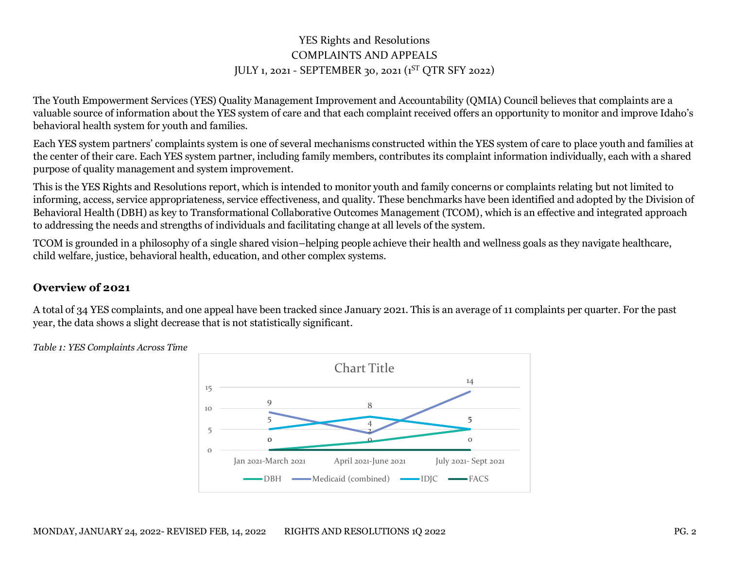YES Rights and Resolutions
COMPLAINTS AND APPEALS
JULY 1, 2021 - SEPTEMBER 30, 2021 (1ST QTR SFY 2022)

The Youth Empowerment Services (YES) Quality Management Improvement and Accountability (QMIA) Council believes that complaints are a valuable source of information about the YES system of care and that each complaint received offers an opportunity to monitor and improve Idaho's behavioral health system for youth and families.

Each YES system partners' complaints system is one of several mechanisms constructed within the YES system of care to place youth and families at the center of their care. Each YES system partner, including family members, contributes its complaint information individually, each with a shared purpose of quality management and system improvement.

This is the YES Rights and Resolutions report, which is intended to monitor youth and family concerns or complaints relating but not limited to informing, access, service appropriateness, service effectiveness, and quality. These benchmarks have been identified and adopted by the Division of Behavioral Health (DBH) as key to Transformational Collaborative Outcomes Management (TCOM), which is an effective and integrated approach to addressing the needs and strengths of individuals and facilitating change at all levels of the system.

TCOM is grounded in a philosophy of a single shared vision–helping people achieve their health and wellness goals as they navigate healthcare, child welfare, justice, behavioral health, education, and other complex systems.

## Overview of 2021

A total of 34 YES complaints, and one appeal have been tracked since January 2021. This is an average of 11 complaints per quarter. For the past year, the data shows a slight decrease that is not statistically significant.

*Table 1: YES Complaints Across Time*

Chart Title

| | Jan 2021-March 2021 | April 2021-June 2021 | July 2021- Sept 2021 |
|---|---|---|---|
| DBH | 0 | 2 | 5 |
| Medicaid (combined) | 9 | 4 | 14 |
| IDJC | 5 | 8 | 5 |
| FACS | 0 | 0 | 0 |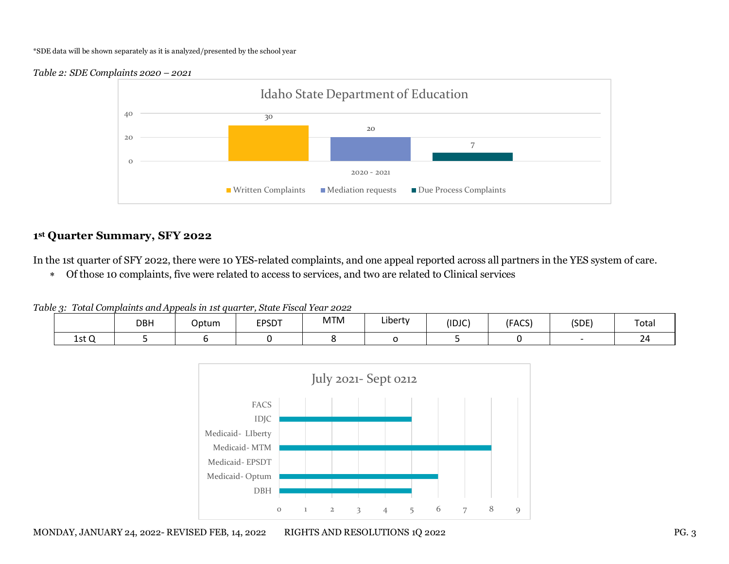*SDE data will be shown separately as it is analyzed/presented by the school year

*Table 2: SDE Complaints 2020 – 2021*

## 1st Quarter Summary, SFY 2022

In the 1st quarter of SFY 2022, there were 10 YES-related complaints, and one appeal reported across all partners in the YES system of care.

* Of those 10 complaints, five were related to access to services, and two are related to Clinical services

*Table 3: Total Complaints and Appeals in 1st quarter, State Fiscal Year 2022*

| | DBH | Optum | EPSDT | MTM | Liberty | (IDJC) | (FACS) | (SDE) | Total |
|---|---|---|---|---|---|---|---|---|---|
| 1st Q | 5 | 6 | 0 | 8 | o | 5 | 0 | - | 24 |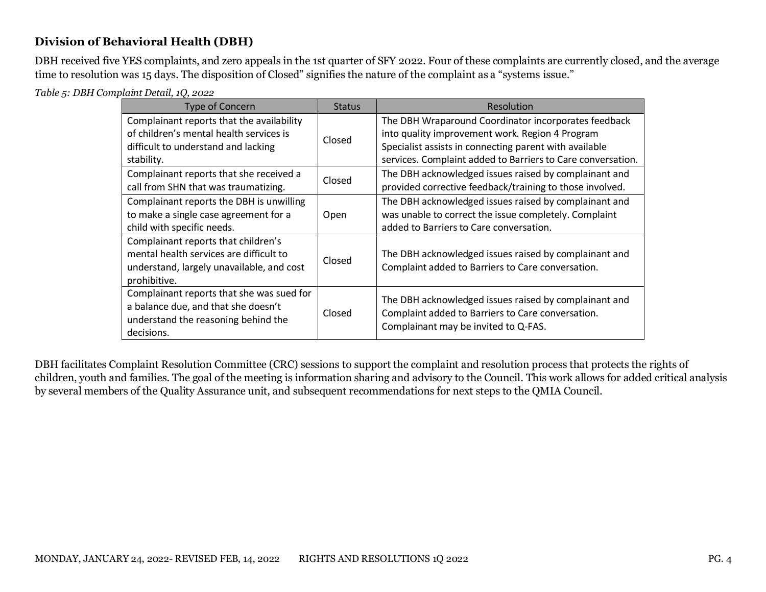### Division of Behavioral Health (DBH)

DBH received five YES complaints, and zero appeals in the 1st quarter of SFY 2022. Four of these complaints are currently closed, and the average time to resolution was 15 days. The disposition of Closed" signifies the nature of the complaint as a "systems issue."

*Table 5: DBH Complaint Detail, 1Q, 2022*

| Type of Concern | Status | Resolution |
|---|---|---|
| Complainant reports that the availability of children's mental health services is difficult to understand and lacking stability. | Closed | The DBH Wraparound Coordinator incorporates feedback into quality improvement work. Region 4 Program Specialist assists in connecting parent with available services. Complaint added to Barriers to Care conversation. |
| Complainant reports that she received a call from SHN that was traumatizing. | Closed | The DBH acknowledged issues raised by complainant and provided corrective feedback/training to those involved. |
| Complainant reports the DBH is unwilling to make a single case agreement for a child with specific needs. | Open | The DBH acknowledged issues raised by complainant and was unable to correct the issue completely. Complaint added to Barriers to Care conversation. |
| Complainant reports that children's mental health services are difficult to understand, largely unavailable, and cost prohibitive. | Closed | The DBH acknowledged issues raised by complainant and Complaint added to Barriers to Care conversation. |
| Complainant reports that she was sued for a balance due, and that she doesn't understand the reasoning behind the decisions. | Closed | The DBH acknowledged issues raised by complainant and Complaint added to Barriers to Care conversation. Complainant may be invited to Q-FAS. |

DBH facilitates Complaint Resolution Committee (CRC) sessions to support the complaint and resolution process that protects the rights of children, youth and families. The goal of the meeting is information sharing and advisory to the Council. This work allows for added critical analysis by several members of the Quality Assurance unit, and subsequent recommendations for next steps to the QMIA Council.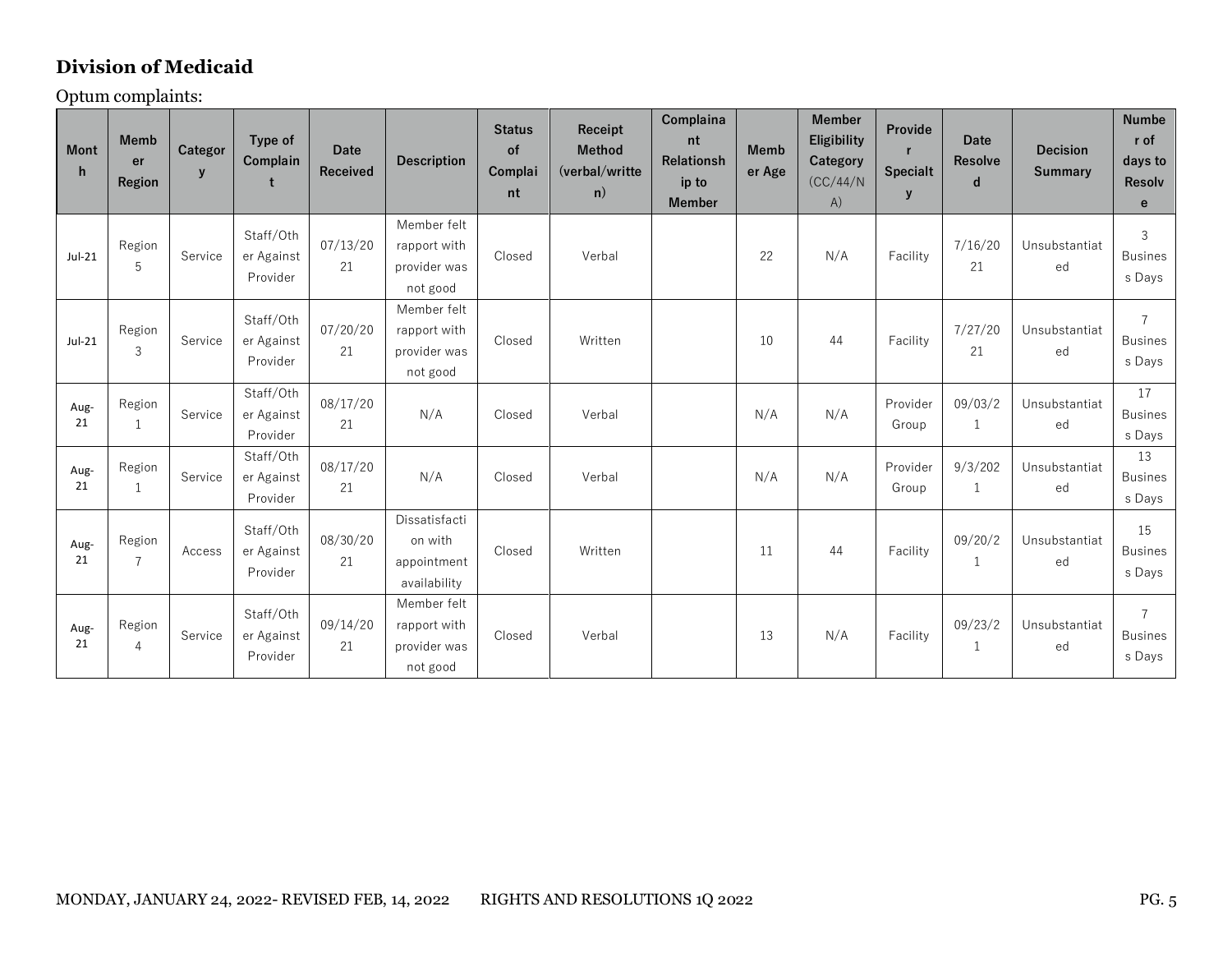## Division of Medicaid

Optum complaints:

| Month | Member Region | Category | Type of Complaint | Date Received | Description | Status of Complaint | Receipt Method (verbal/written) | Complainant Relationship to Member | Member Age | Member Eligibility Category (CC/44/NA) | Provider Specialty | Date Resolved | Decision Summary | Number of days to Resolve |
|---|---|---|---|---|---|---|---|---|---|---|---|---|---|---|
| Jul-21 | Region 5 | Service | Staff/Other Against Provider | 07/13/2021 | Member felt rapport with provider was not good | Closed | Verbal | | 22 | N/A | Facility | 7/16/2021 | Unsubstantiated | 3 Business Days |
| Jul-21 | Region 3 | Service | Staff/Other Against Provider | 07/20/2021 | Member felt rapport with provider was not good | Closed | Written | | 10 | 44 | Facility | 7/27/2021 | Unsubstantiated | 7 Business Days |
| Aug-21 | Region 1 | Service | Staff/Other Against Provider | 08/17/2021 | N/A | Closed | Verbal | | N/A | N/A | Provider Group | 09/03/21 | Unsubstantiated | 17 Business Days |
| Aug-21 | Region 1 | Service | Staff/Other Against Provider | 08/17/2021 | N/A | Closed | Verbal | | N/A | N/A | Provider Group | 9/3/2021 | Unsubstantiated | 13 Business Days |
| Aug-21 | Region 7 | Access | Staff/Other Against Provider | 08/30/2021 | Dissatisfaction with appointment availability | Closed | Written | | 11 | 44 | Facility | 09/20/21 | Unsubstantiated | 15 Business Days |
| Aug-21 | Region 4 | Service | Staff/Other Against Provider | 09/14/2021 | Member felt rapport with provider was not good | Closed | Verbal | | 13 | N/A | Facility | 09/23/21 | Unsubstantiated | 7 Business Days |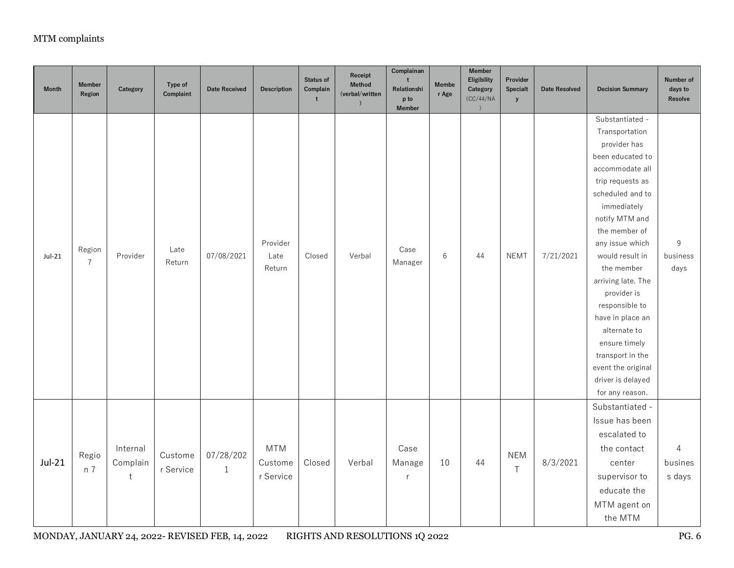MTM complaints

| Month | Member Region | Category | Type of Complaint | Date Received | Description | Status of Complaint | Receipt Method (verbal/written) | Complainant Relationship to Member | Member Age | Member Eligibility Category (CC/44/NA) | Provider Specialty | Date Resolved | Decision Summary | Number of days to Resolve |
|---|---|---|---|---|---|---|---|---|---|---|---|---|---|---|
| Jul-21 | Region 7 | Provider | Late Return | 07/08/2021 | Provider Late Return | Closed | Verbal | Case Manager | 6 | 44 | NEMT | 7/21/2021 | Substantiated - Transportation provider has been educated to accommodate all trip requests as scheduled and to immediately notify MTM and the member of any issue which would result in the member arriving late. The provider is responsible to have in place an alternate to ensure timely transport in the event the original driver is delayed for any reason. | 9 business days |
| Jul-21 | Region 7 | Internal Complaint | Customer Service | 07/28/2021 | MTM Customer Service | Closed | Verbal | Case Manager | 10 | 44 | NEMT | 8/3/2021 | Substantiated - Issue has been escalated to the contact center supervisor to educate the MTM agent on the MTM | 4 business days |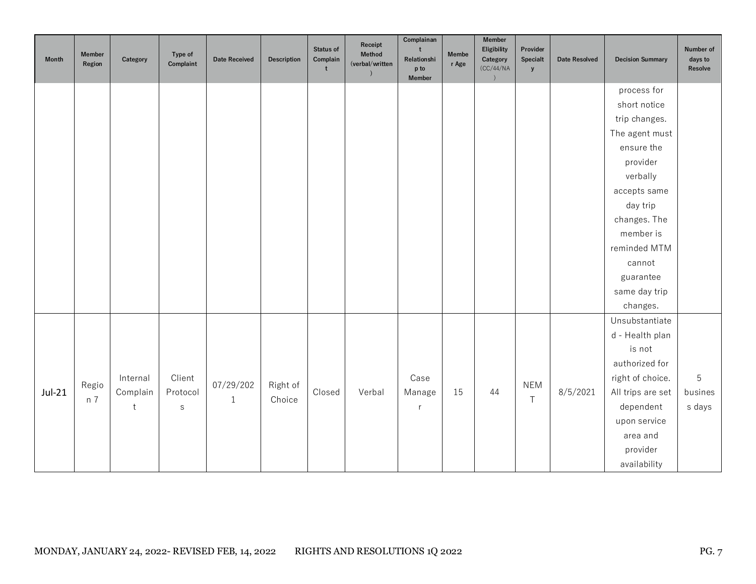| Month | Member Region | Category | Type of Complaint | Date Received | Description | Status of Complaint | Receipt Method (verbal/written) | Complainant Relationship to Member | Member Age | Member Eligibility Category (CC/44/NA) | Provider Specialty | Date Resolved | Decision Summary | Number of days to Resolve |
|---|---|---|---|---|---|---|---|---|---|---|---|---|---|---|
| | | | | | | | | | | | | | process for short notice trip changes. The agent must ensure the provider verbally accepts same day trip changes. The member is reminded MTM cannot guarantee same day trip changes. | |
| Jul-21 | Region 7 | Internal Complaint | Client Protocols | 07/29/2021 | Right of Choice | Closed | Verbal | Case Manager | 15 | 44 | NEMT | 8/5/2021 | Unsubstantiated - Health plan is not authorized for right of choice. All trips are set dependent upon service area and provider availability | 5 business days |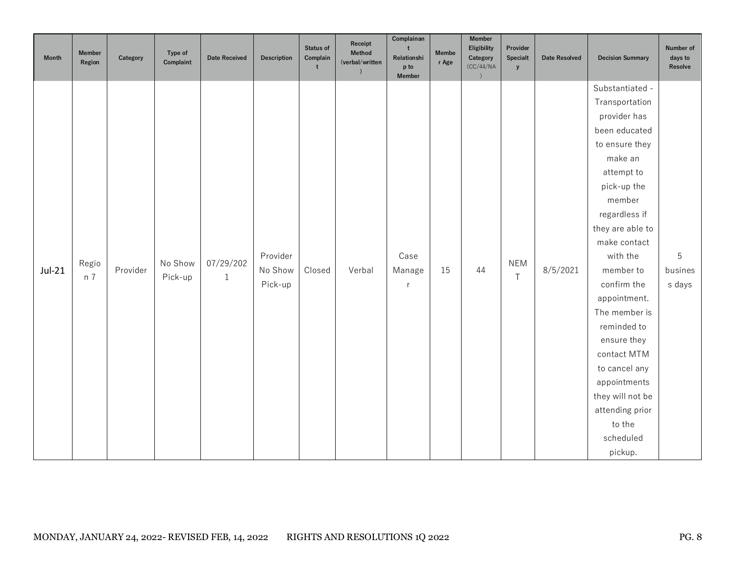| Month | Member Region | Category | Type of Complaint | Date Received | Description | Status of Complaint | Receipt Method (verbal/written) | Complainant Relationship to Member | Member Age | Member Eligibility Category (CC/44/NA) | Provider Specialty | Date Resolved | Decision Summary | Number of days to Resolve |
|---|---|---|---|---|---|---|---|---|---|---|---|---|---|---|
| Jul-21 | Region 7 | Provider | No Show Pick-up | 07/29/2021 | Provider No Show Pick-up | Closed | Verbal | Case Manager | 15 | 44 | NEMT | 8/5/2021 | Substantiated - Transportation provider has been educated to ensure they make an attempt to pick-up the member regardless if they are able to make contact with the member to confirm the appointment. The member is reminded to ensure they contact MTM to cancel any appointments they will not be attending prior to the scheduled pickup. | 5 business days |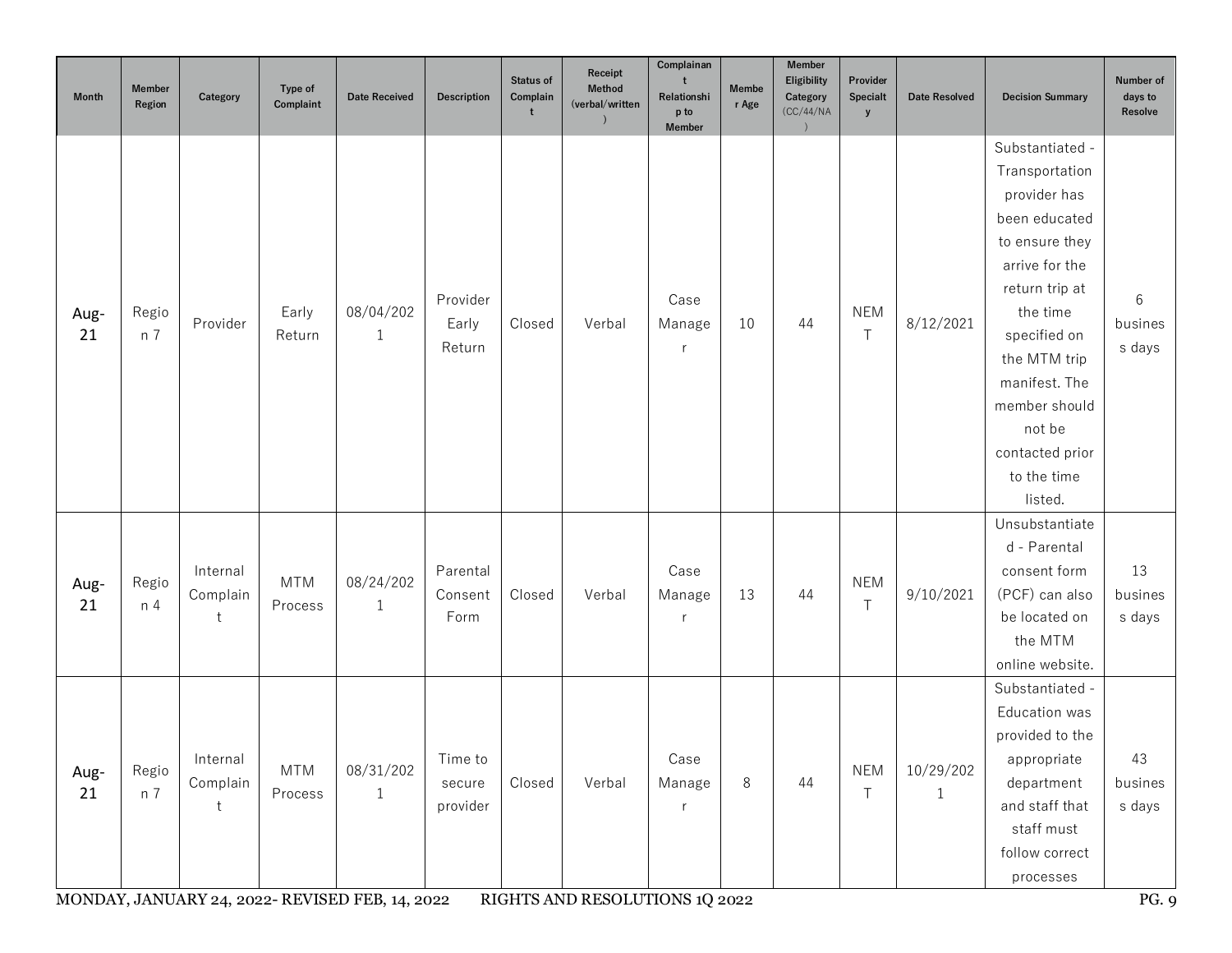| Month | Member Region | Category | Type of Complaint | Date Received | Description | Status of Complaint | Receipt Method (verbal/written) | Complainant Relationship to Member | Member Age | Member Eligibility Category (CC/44/NA) | Provider Specialty | Date Resolved | Decision Summary | Number of days to Resolve |
|---|---|---|---|---|---|---|---|---|---|---|---|---|---|---|
| Aug-21 | Region 7 | Provider | Early Return | 08/04/2021 | Provider Early Return | Closed | Verbal | Case Manager | 10 | 44 | NEMT | 8/12/2021 | Substantiated - Transportation provider has been educated to ensure they arrive for the return trip at the time specified on the MTM trip manifest. The member should not be contacted prior to the time listed. | 6 business days |
| Aug-21 | Region 4 | Internal Complaint | MTM Process | 08/24/2021 | Parental Consent Form | Closed | Verbal | Case Manager | 13 | 44 | NEMT | 9/10/2021 | Unsubstantiated - Parental consent form (PCF) can also be located on the MTM online website. | 13 business days |
| Aug-21 | Region 7 | Internal Complaint | MTM Process | 08/31/2021 | Time to secure provider | Closed | Verbal | Case Manager | 8 | 44 | NEMT | 10/29/2021 | Substantiated - Education was provided to the appropriate department and staff that staff must follow correct processes | 43 business days |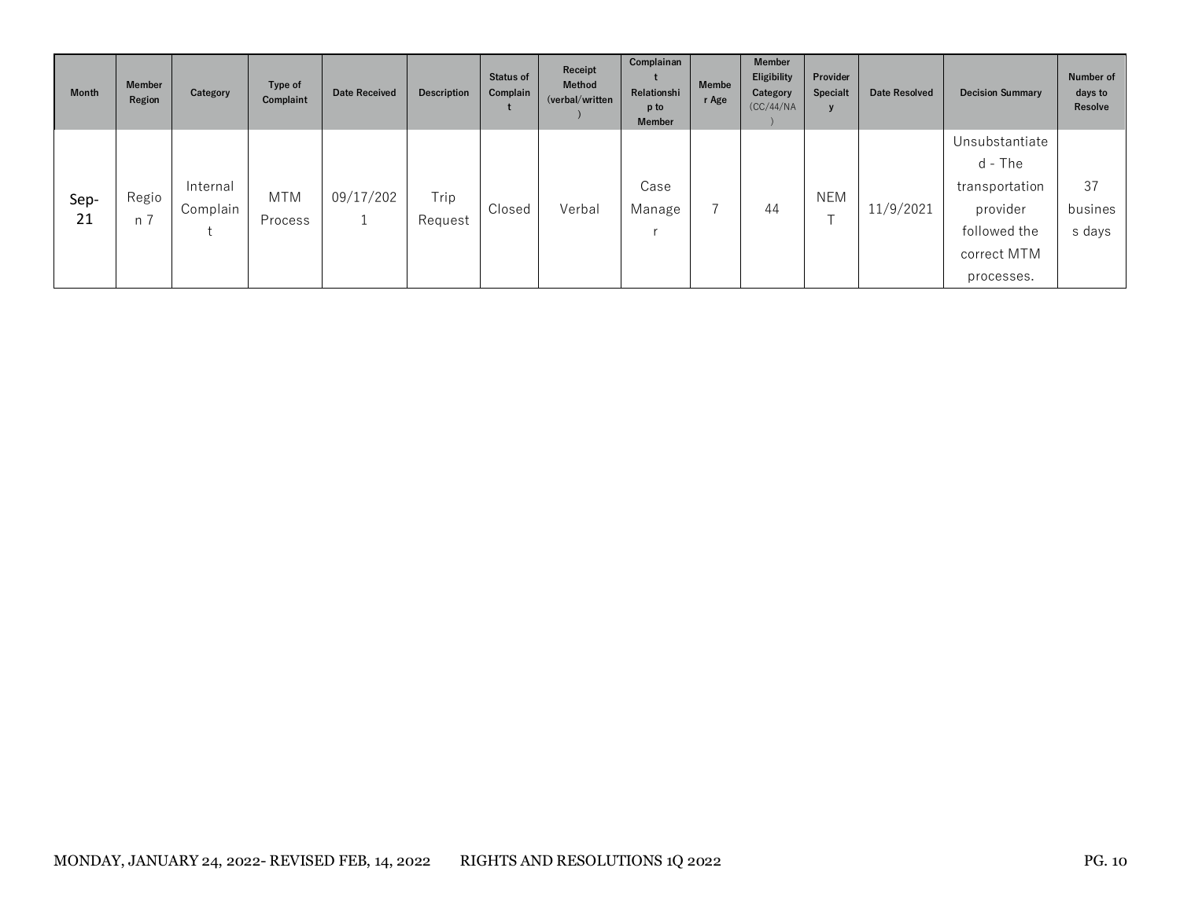| Month | Member Region | Category | Type of Complaint | Date Received | Description | Status of Complaint | Receipt Method (verbal/written) | Complainant Relationship to Member | Member Age | Member Eligibility Category (CC/44/NA) | Provider Specialty | Date Resolved | Decision Summary | Number of days to Resolve |
|---|---|---|---|---|---|---|---|---|---|---|---|---|---|---|
| Sep-21 | Region 7 | Internal Complaint | MTM Process | 09/17/2021 | Trip Request | Closed | Verbal | Case Manager | 7 | 44 | NEMT | 11/9/2021 | Unsubstantiated - The transportation provider followed the correct MTM processes. | 37 business days |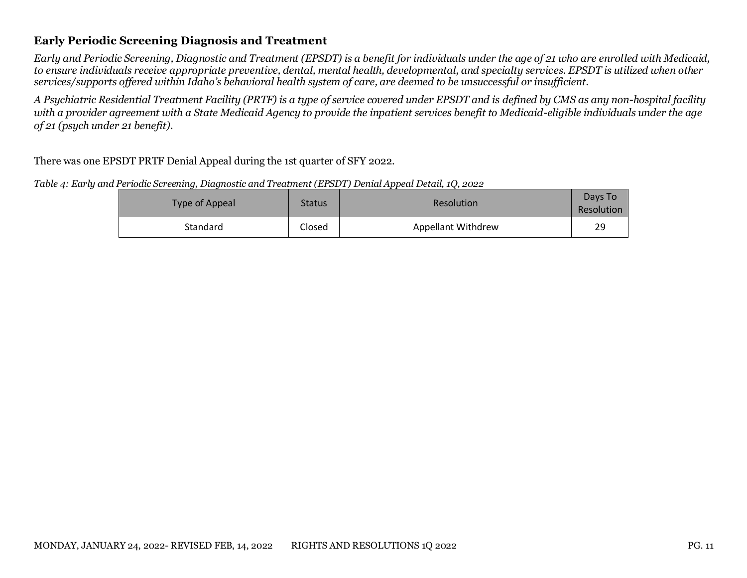### **Early Periodic Screening Diagnosis and Treatment**

*Early and Periodic Screening, Diagnostic and Treatment (EPSDT) is a benefit for individuals under the age of 21 who are enrolled with Medicaid, to ensure individuals receive appropriate preventive, dental, mental health, developmental, and specialty services. EPSDT is utilized when other services/supports offered within Idaho's behavioral health system of care, are deemed to be unsuccessful or insufficient.*

*A Psychiatric Residential Treatment Facility (PRTF) is a type of service covered under EPSDT and is defined by CMS as any non-hospital facility with a provider agreement with a State Medicaid Agency to provide the inpatient services benefit to Medicaid-eligible individuals under the age of 21 (psych under 21 benefit).*

There was one EPSDT PRTF Denial Appeal during the 1st quarter of SFY 2022.

*Table 4: Early and Periodic Screening, Diagnostic and Treatment (EPSDT) Denial Appeal Detail, 1Q, 2022*

| Type of Appeal | Status | Resolution | Days To Resolution |
|---|---|---|---|
| Standard | Closed | Appellant Withdrew | 29 |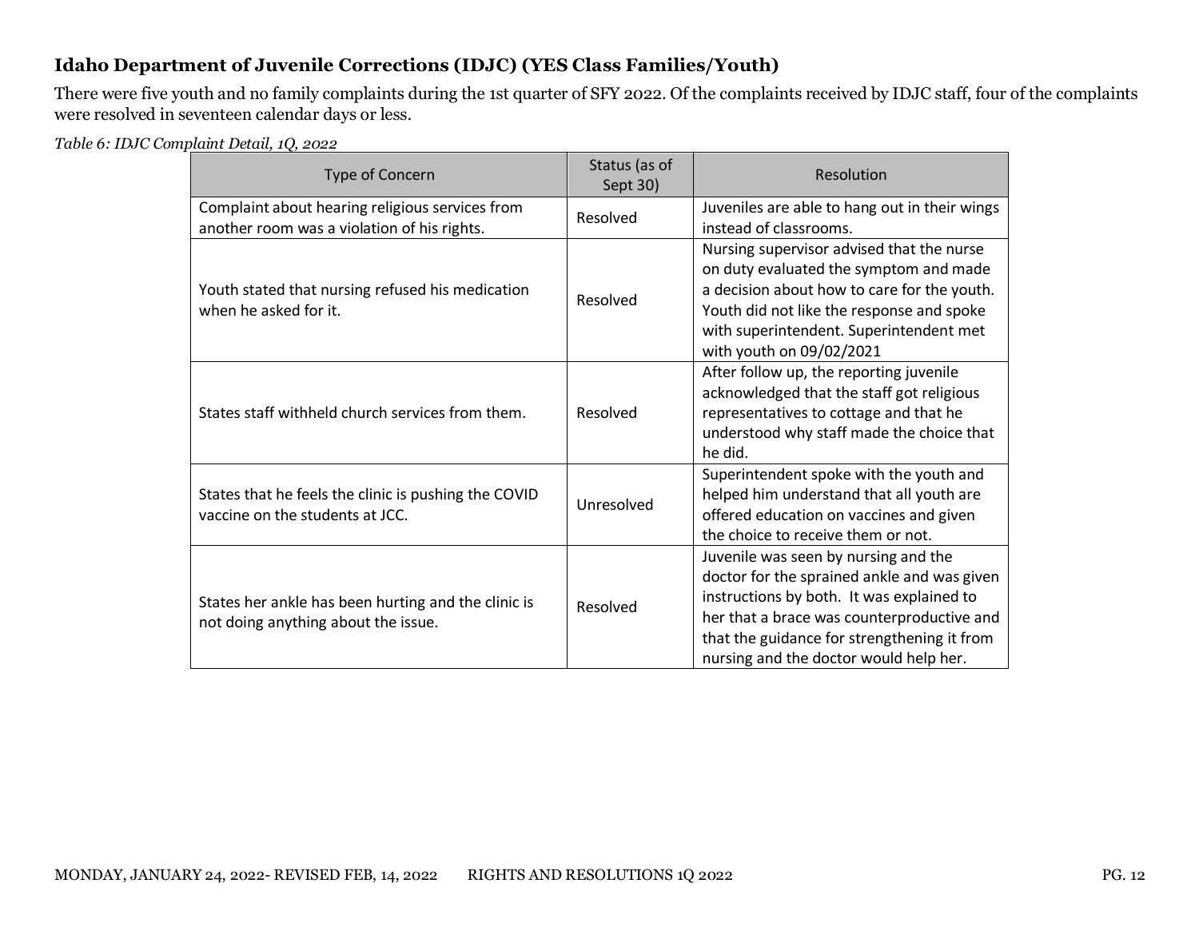### Idaho Department of Juvenile Corrections (IDJC) (YES Class Families/Youth)

There were five youth and no family complaints during the 1st quarter of SFY 2022. Of the complaints received by IDJC staff, four of the complaints were resolved in seventeen calendar days or less.

*Table 6: IDJC Complaint Detail, 1Q, 2022*

| Type of Concern | Status (as of Sept 30) | Resolution |
|---|---|---|
| Complaint about hearing religious services from another room was a violation of his rights. | Resolved | Juveniles are able to hang out in their wings instead of classrooms. |
| Youth stated that nursing refused his medication when he asked for it. | Resolved | Nursing supervisor advised that the nurse on duty evaluated the symptom and made a decision about how to care for the youth. Youth did not like the response and spoke with superintendent. Superintendent met with youth on 09/02/2021 |
| States staff withheld church services from them. | Resolved | After follow up, the reporting juvenile acknowledged that the staff got religious representatives to cottage and that he understood why staff made the choice that he did. |
| States that he feels the clinic is pushing the COVID vaccine on the students at JCC. | Unresolved | Superintendent spoke with the youth and helped him understand that all youth are offered education on vaccines and given the choice to receive them or not. |
| States her ankle has been hurting and the clinic is not doing anything about the issue. | Resolved | Juvenile was seen by nursing and the doctor for the sprained ankle and was given instructions by both. It was explained to her that a brace was counterproductive and that the guidance for strengthening it from nursing and the doctor would help her. |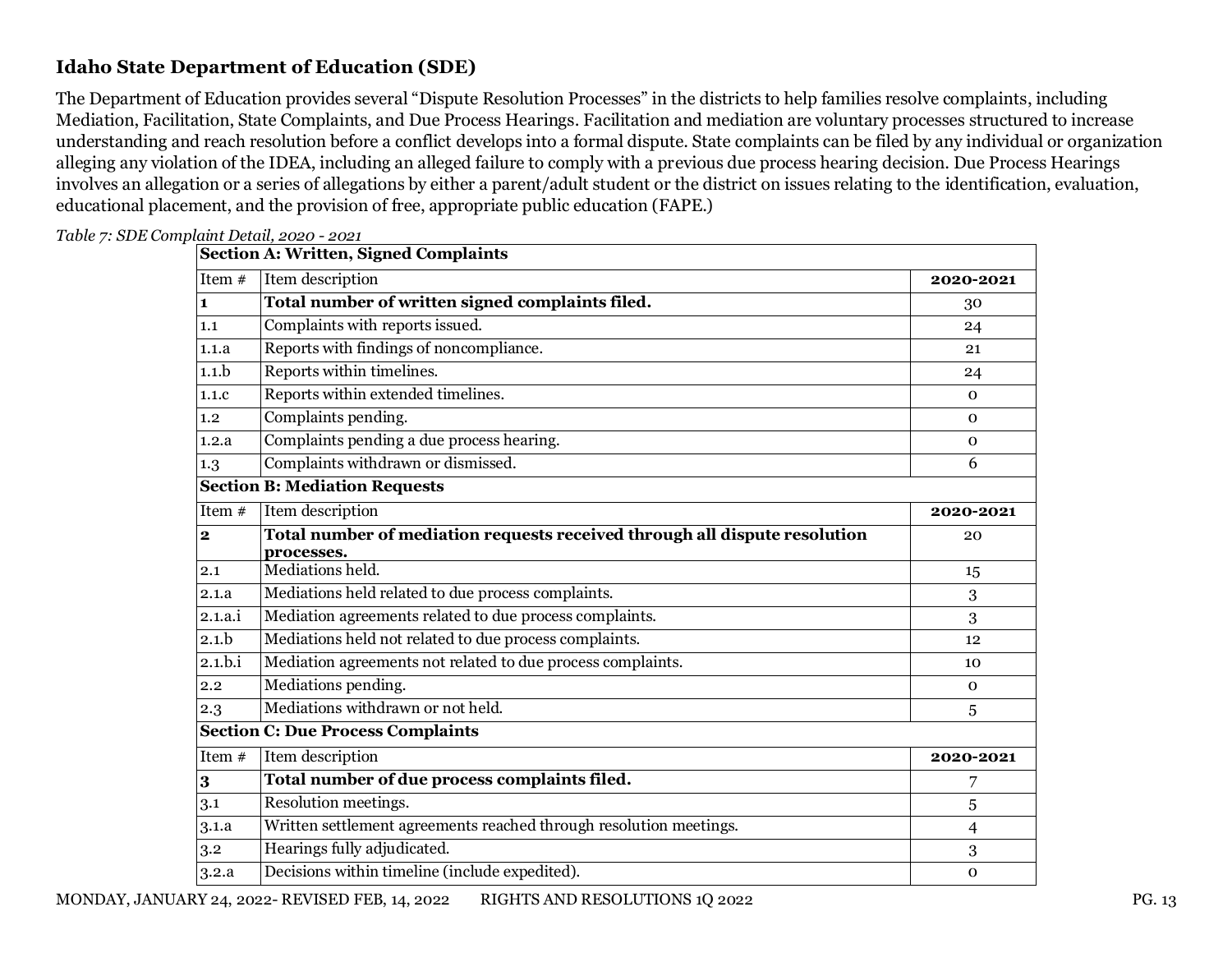## Idaho State Department of Education (SDE)

The Department of Education provides several "Dispute Resolution Processes" in the districts to help families resolve complaints, including Mediation, Facilitation, State Complaints, and Due Process Hearings. Facilitation and mediation are voluntary processes structured to increase understanding and reach resolution before a conflict develops into a formal dispute. State complaints can be filed by any individual or organization alleging any violation of the IDEA, including an alleged failure to comply with a previous due process hearing decision. Due Process Hearings involves an allegation or a series of allegations by either a parent/adult student or the district on issues relating to the identification, evaluation, educational placement, and the provision of free, appropriate public education (FAPE.)

*Table 7: SDE Complaint Detail, 2020 - 2021*

| **Section A: Written, Signed Complaints** | | |
|---|---|---|
| Item # | Item description | **2020-2021** |
| **1** | **Total number of written signed complaints filed.** | 30 |
| 1.1 | Complaints with reports issued. | 24 |
| 1.1.a | Reports with findings of noncompliance. | 21 |
| 1.1.b | Reports within timelines. | 24 |
| 1.1.c | Reports within extended timelines. | 0 |
| 1.2 | Complaints pending. | 0 |
| 1.2.a | Complaints pending a due process hearing. | 0 |
| 1.3 | Complaints withdrawn or dismissed. | 6 |
| **Section B: Mediation Requests** | | |
| Item # | Item description | **2020-2021** |
| **2** | **Total number of mediation requests received through all dispute resolution processes.** | 20 |
| 2.1 | Mediations held. | 15 |
| 2.1.a | Mediations held related to due process complaints. | 3 |
| 2.1.a.i | Mediation agreements related to due process complaints. | 3 |
| 2.1.b | Mediations held not related to due process complaints. | 12 |
| 2.1.b.i | Mediation agreements not related to due process complaints. | 10 |
| 2.2 | Mediations pending. | 0 |
| 2.3 | Mediations withdrawn or not held. | 5 |
| **Section C: Due Process Complaints** | | |
| Item # | Item description | **2020-2021** |
| **3** | **Total number of due process complaints filed.** | 7 |
| 3.1 | Resolution meetings. | 5 |
| 3.1.a | Written settlement agreements reached through resolution meetings. | 4 |
| 3.2 | Hearings fully adjudicated. | 3 |
| 3.2.a | Decisions within timeline (include expedited). | 0 |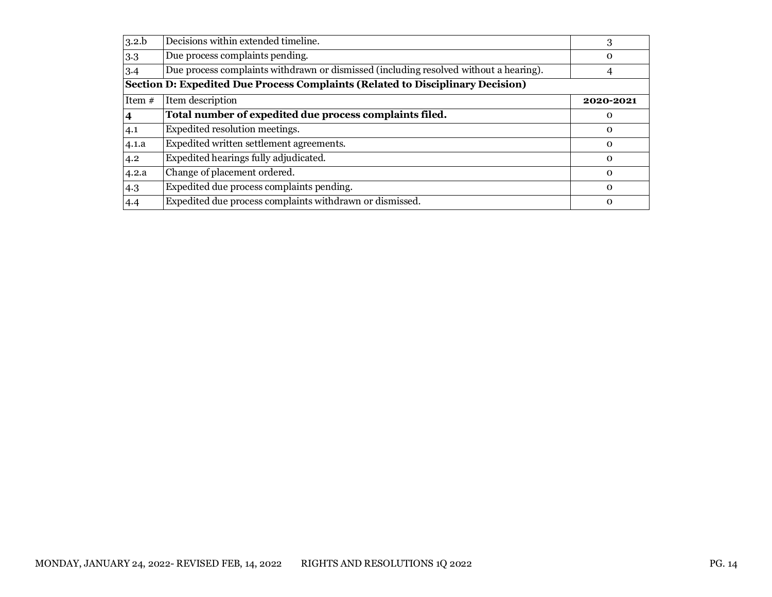| | | |
|---|---|---|
| 3.2.b | Decisions within extended timeline. | 3 |
| 3.3 | Due process complaints pending. | 0 |
| 3.4 | Due process complaints withdrawn or dismissed (including resolved without a hearing). | 4 |

**Section D: Expedited Due Process Complaints (Related to Disciplinary Decision)**

| Item # | Item description | **2020-2021** |
|---|---|---|
| **4** | **Total number of expedited due process complaints filed.** | 0 |
| 4.1 | Expedited resolution meetings. | 0 |
| 4.1.a | Expedited written settlement agreements. | 0 |
| 4.2 | Expedited hearings fully adjudicated. | 0 |
| 4.2.a | Change of placement ordered. | 0 |
| 4.3 | Expedited due process complaints pending. | 0 |
| 4.4 | Expedited due process complaints withdrawn or dismissed. | 0 |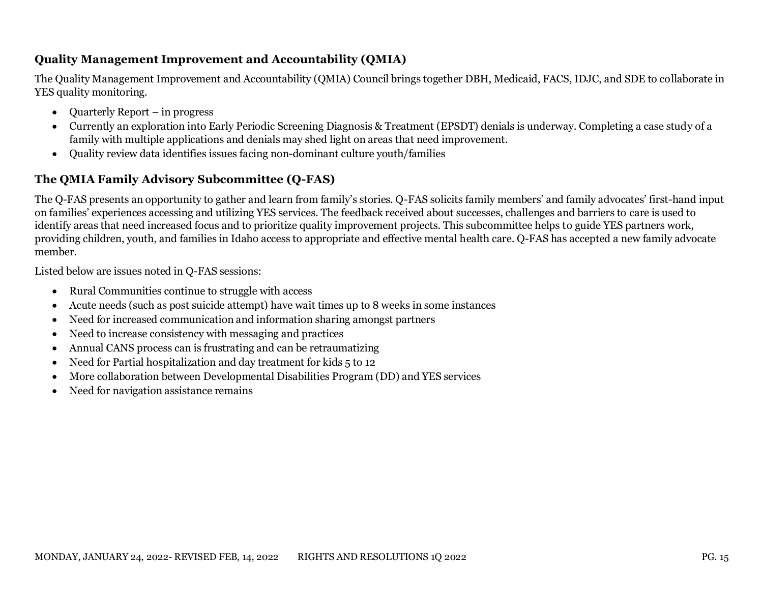### Quality Management Improvement and Accountability (QMIA)

The Quality Management Improvement and Accountability (QMIA) Council brings together DBH, Medicaid, FACS, IDJC, and SDE to collaborate in YES quality monitoring.

- Quarterly Report – in progress
- Currently an exploration into Early Periodic Screening Diagnosis & Treatment (EPSDT) denials is underway. Completing a case study of a family with multiple applications and denials may shed light on areas that need improvement.
- Quality review data identifies issues facing non-dominant culture youth/families

### The QMIA Family Advisory Subcommittee (Q-FAS)

The Q-FAS presents an opportunity to gather and learn from family's stories. Q-FAS solicits family members' and family advocates' first-hand input on families' experiences accessing and utilizing YES services. The feedback received about successes, challenges and barriers to care is used to identify areas that need increased focus and to prioritize quality improvement projects. This subcommittee helps to guide YES partners work, providing children, youth, and families in Idaho access to appropriate and effective mental health care. Q-FAS has accepted a new family advocate member.

Listed below are issues noted in Q-FAS sessions:

- Rural Communities continue to struggle with access
- Acute needs (such as post suicide attempt) have wait times up to 8 weeks in some instances
- Need for increased communication and information sharing amongst partners
- Need to increase consistency with messaging and practices
- Annual CANS process can is frustrating and can be retraumatizing
- Need for Partial hospitalization and day treatment for kids 5 to 12
- More collaboration between Developmental Disabilities Program (DD) and YES services
- Need for navigation assistance remains